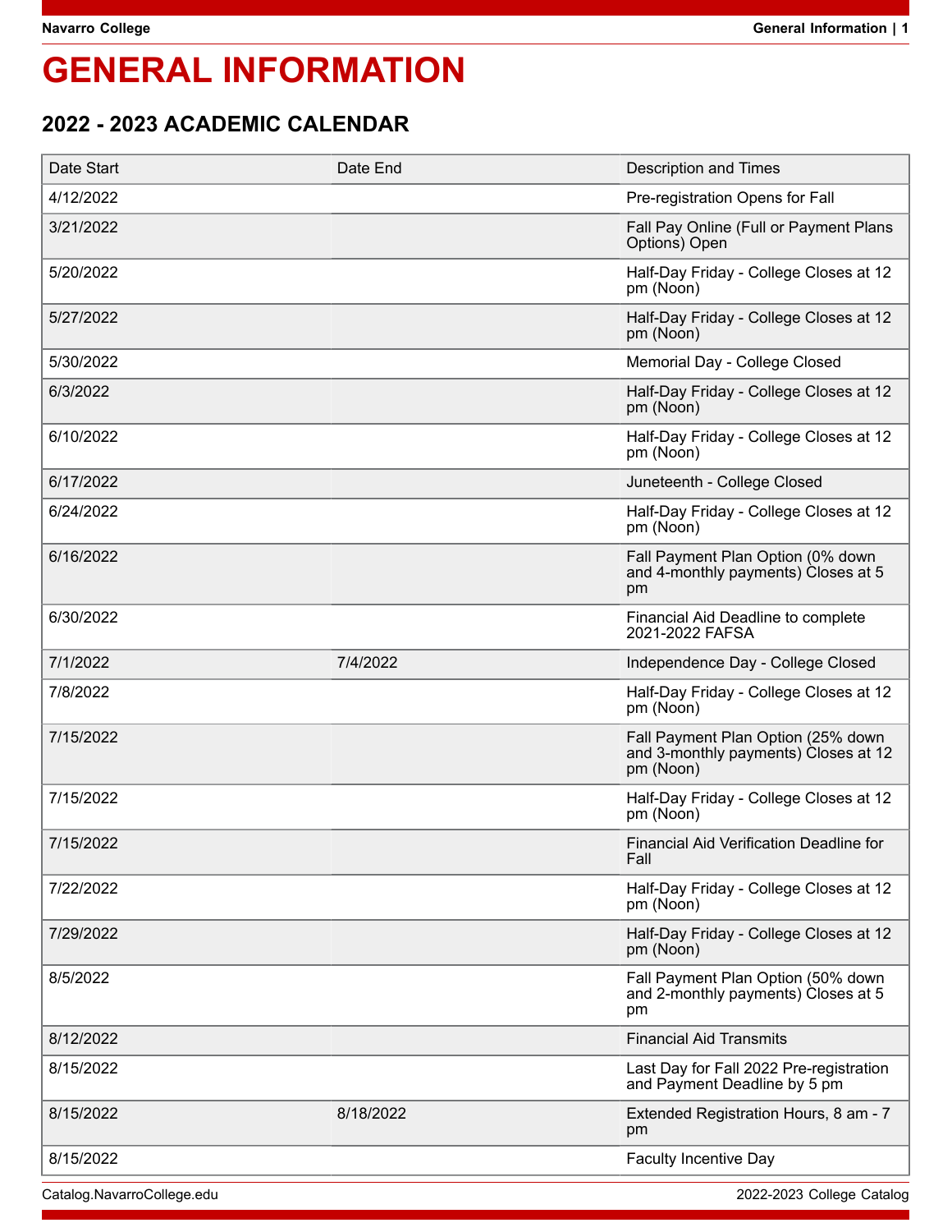# GENERAL INFORMATION

## 2022 - 2023 ACADEMIC CALENDAR

| Date Start | Date End | Description and Times |
|---|---|---|
| 4/12/2022 | | Pre-registration Opens for Fall |
| 3/21/2022 | | Fall Pay Online (Full or Payment Plans Options) Open |
| 5/20/2022 | | Half-Day Friday - College Closes at 12 pm (Noon) |
| 5/27/2022 | | Half-Day Friday - College Closes at 12 pm (Noon) |
| 5/30/2022 | | Memorial Day - College Closed |
| 6/3/2022 | | Half-Day Friday - College Closes at 12 pm (Noon) |
| 6/10/2022 | | Half-Day Friday - College Closes at 12 pm (Noon) |
| 6/17/2022 | | Juneteenth - College Closed |
| 6/24/2022 | | Half-Day Friday - College Closes at 12 pm (Noon) |
| 6/16/2022 | | Fall Payment Plan Option (0% down and 4-monthly payments) Closes at 5 pm |
| 6/30/2022 | | Financial Aid Deadline to complete 2021-2022 FAFSA |
| 7/1/2022 | 7/4/2022 | Independence Day - College Closed |
| 7/8/2022 | | Half-Day Friday - College Closes at 12 pm (Noon) |
| 7/15/2022 | | Fall Payment Plan Option (25% down and 3-monthly payments) Closes at 12 pm (Noon) |
| 7/15/2022 | | Half-Day Friday - College Closes at 12 pm (Noon) |
| 7/15/2022 | | Financial Aid Verification Deadline for Fall |
| 7/22/2022 | | Half-Day Friday - College Closes at 12 pm (Noon) |
| 7/29/2022 | | Half-Day Friday - College Closes at 12 pm (Noon) |
| 8/5/2022 | | Fall Payment Plan Option (50% down and 2-monthly payments) Closes at 5 pm |
| 8/12/2022 | | Financial Aid Transmits |
| 8/15/2022 | | Last Day for Fall 2022 Pre-registration and Payment Deadline by 5 pm |
| 8/15/2022 | 8/18/2022 | Extended Registration Hours, 8 am - 7 pm |
| 8/15/2022 | | Faculty Incentive Day |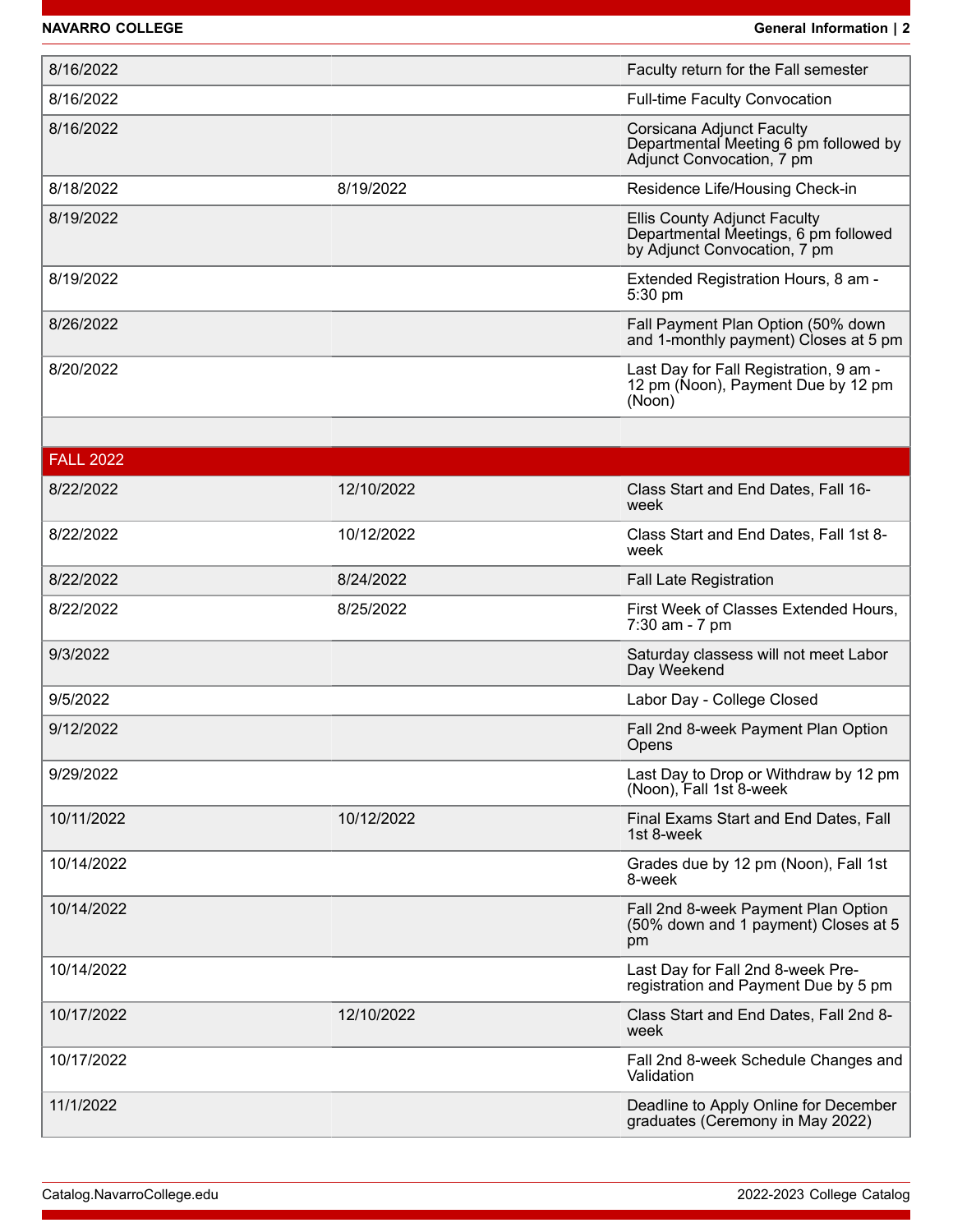| | | |
|---|---|---|
| 8/16/2022 | | Faculty return for the Fall semester |
| 8/16/2022 | | Full-time Faculty Convocation |
| 8/16/2022 | | Corsicana Adjunct Faculty Departmental Meeting 6 pm followed by Adjunct Convocation, 7 pm |
| 8/18/2022 | 8/19/2022 | Residence Life/Housing Check-in |
| 8/19/2022 | | Ellis County Adjunct Faculty Departmental Meetings, 6 pm followed by Adjunct Convocation, 7 pm |
| 8/19/2022 | | Extended Registration Hours, 8 am - 5:30 pm |
| 8/26/2022 | | Fall Payment Plan Option (50% down and 1-monthly payment) Closes at 5 pm |
| 8/20/2022 | | Last Day for Fall Registration, 9 am - 12 pm (Noon), Payment Due by 12 pm (Noon) |
| | | |
| **FALL 2022** | | |
| 8/22/2022 | 12/10/2022 | Class Start and End Dates, Fall 16-week |
| 8/22/2022 | 10/12/2022 | Class Start and End Dates, Fall 1st 8-week |
| 8/22/2022 | 8/24/2022 | Fall Late Registration |
| 8/22/2022 | 8/25/2022 | First Week of Classes Extended Hours, 7:30 am - 7 pm |
| 9/3/2022 | | Saturday classess will not meet Labor Day Weekend |
| 9/5/2022 | | Labor Day - College Closed |
| 9/12/2022 | | Fall 2nd 8-week Payment Plan Option Opens |
| 9/29/2022 | | Last Day to Drop or Withdraw by 12 pm (Noon), Fall 1st 8-week |
| 10/11/2022 | 10/12/2022 | Final Exams Start and End Dates, Fall 1st 8-week |
| 10/14/2022 | | Grades due by 12 pm (Noon), Fall 1st 8-week |
| 10/14/2022 | | Fall 2nd 8-week Payment Plan Option (50% down and 1 payment) Closes at 5 pm |
| 10/14/2022 | | Last Day for Fall 2nd 8-week Pre-registration and Payment Due by 5 pm |
| 10/17/2022 | 12/10/2022 | Class Start and End Dates, Fall 2nd 8-week |
| 10/17/2022 | | Fall 2nd 8-week Schedule Changes and Validation |
| 11/1/2022 | | Deadline to Apply Online for December graduates (Ceremony in May 2022) |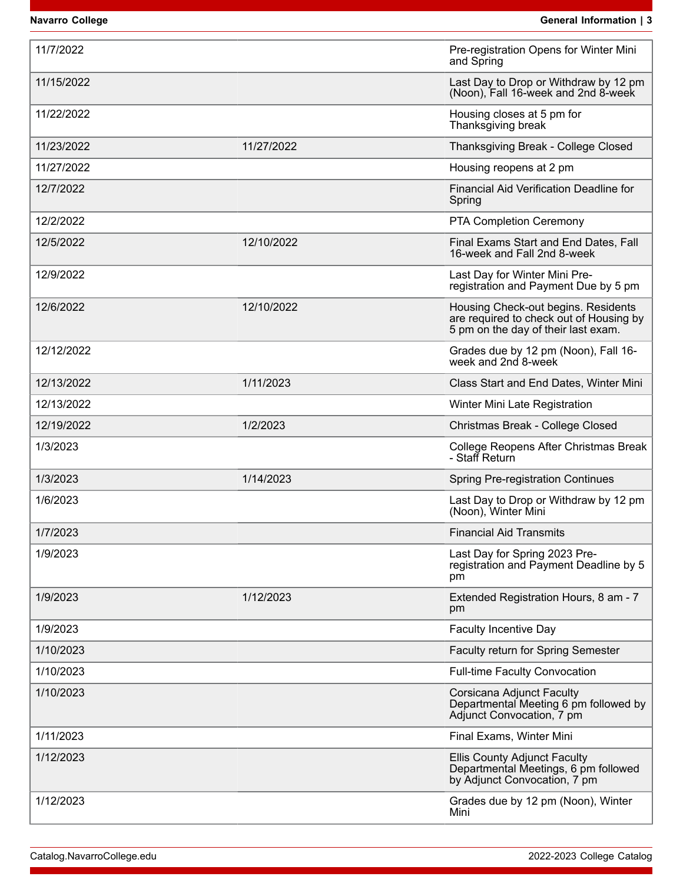| | | |
|---|---|---|
| 11/7/2022 | | Pre-registration Opens for Winter Mini and Spring |
| 11/15/2022 | | Last Day to Drop or Withdraw by 12 pm (Noon), Fall 16-week and 2nd 8-week |
| 11/22/2022 | | Housing closes at 5 pm for Thanksgiving break |
| 11/23/2022 | 11/27/2022 | Thanksgiving Break - College Closed |
| 11/27/2022 | | Housing reopens at 2 pm |
| 12/7/2022 | | Financial Aid Verification Deadline for Spring |
| 12/2/2022 | | PTA Completion Ceremony |
| 12/5/2022 | 12/10/2022 | Final Exams Start and End Dates, Fall 16-week and Fall 2nd 8-week |
| 12/9/2022 | | Last Day for Winter Mini Pre-registration and Payment Due by 5 pm |
| 12/6/2022 | 12/10/2022 | Housing Check-out begins. Residents are required to check out of Housing by 5 pm on the day of their last exam. |
| 12/12/2022 | | Grades due by 12 pm (Noon), Fall 16-week and 2nd 8-week |
| 12/13/2022 | 1/11/2023 | Class Start and End Dates, Winter Mini |
| 12/13/2022 | | Winter Mini Late Registration |
| 12/19/2022 | 1/2/2023 | Christmas Break - College Closed |
| 1/3/2023 | | College Reopens After Christmas Break - Staff Return |
| 1/3/2023 | 1/14/2023 | Spring Pre-registration Continues |
| 1/6/2023 | | Last Day to Drop or Withdraw by 12 pm (Noon), Winter Mini |
| 1/7/2023 | | Financial Aid Transmits |
| 1/9/2023 | | Last Day for Spring 2023 Pre-registration and Payment Deadline by 5 pm |
| 1/9/2023 | 1/12/2023 | Extended Registration Hours, 8 am - 7 pm |
| 1/9/2023 | | Faculty Incentive Day |
| 1/10/2023 | | Faculty return for Spring Semester |
| 1/10/2023 | | Full-time Faculty Convocation |
| 1/10/2023 | | Corsicana Adjunct Faculty Departmental Meeting 6 pm followed by Adjunct Convocation, 7 pm |
| 1/11/2023 | | Final Exams, Winter Mini |
| 1/12/2023 | | Ellis County Adjunct Faculty Departmental Meetings, 6 pm followed by Adjunct Convocation, 7 pm |
| 1/12/2023 | | Grades due by 12 pm (Noon), Winter Mini |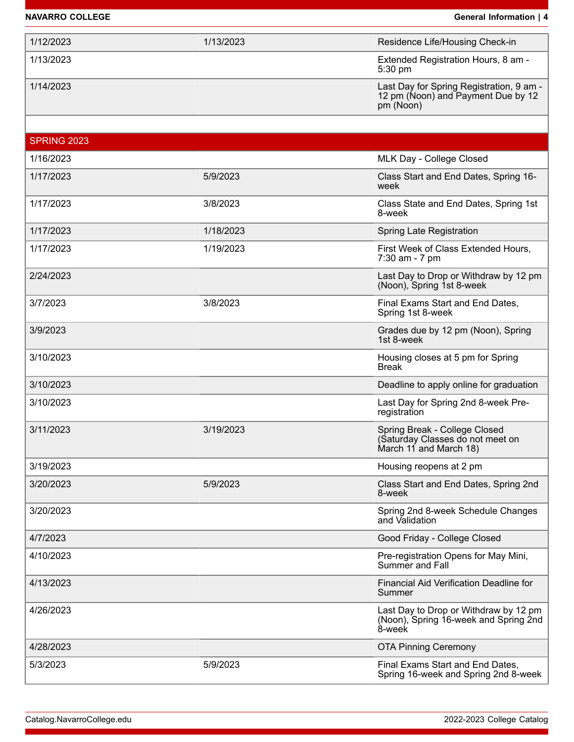| | | |
|---|---|---|
| 1/12/2023 | 1/13/2023 | Residence Life/Housing Check-in |
| 1/13/2023 | | Extended Registration Hours, 8 am - 5:30 pm |
| 1/14/2023 | | Last Day for Spring Registration, 9 am - 12 pm (Noon) and Payment Due by 12 pm (Noon) |
| | | |
| **SPRING 2023** | | |
| 1/16/2023 | | MLK Day - College Closed |
| 1/17/2023 | 5/9/2023 | Class Start and End Dates, Spring 16-week |
| 1/17/2023 | 3/8/2023 | Class State and End Dates, Spring 1st 8-week |
| 1/17/2023 | 1/18/2023 | Spring Late Registration |
| 1/17/2023 | 1/19/2023 | First Week of Class Extended Hours, 7:30 am - 7 pm |
| 2/24/2023 | | Last Day to Drop or Withdraw by 12 pm (Noon), Spring 1st 8-week |
| 3/7/2023 | 3/8/2023 | Final Exams Start and End Dates, Spring 1st 8-week |
| 3/9/2023 | | Grades due by 12 pm (Noon), Spring 1st 8-week |
| 3/10/2023 | | Housing closes at 5 pm for Spring Break |
| 3/10/2023 | | Deadline to apply online for graduation |
| 3/10/2023 | | Last Day for Spring 2nd 8-week Pre-registration |
| 3/11/2023 | 3/19/2023 | Spring Break - College Closed (Saturday Classes do not meet on March 11 and March 18) |
| 3/19/2023 | | Housing reopens at 2 pm |
| 3/20/2023 | 5/9/2023 | Class Start and End Dates, Spring 2nd 8-week |
| 3/20/2023 | | Spring 2nd 8-week Schedule Changes and Validation |
| 4/7/2023 | | Good Friday - College Closed |
| 4/10/2023 | | Pre-registration Opens for May Mini, Summer and Fall |
| 4/13/2023 | | Financial Aid Verification Deadline for Summer |
| 4/26/2023 | | Last Day to Drop or Withdraw by 12 pm (Noon), Spring 16-week and Spring 2nd 8-week |
| 4/28/2023 | | OTA Pinning Ceremony |
| 5/3/2023 | 5/9/2023 | Final Exams Start and End Dates, Spring 16-week and Spring 2nd 8-week |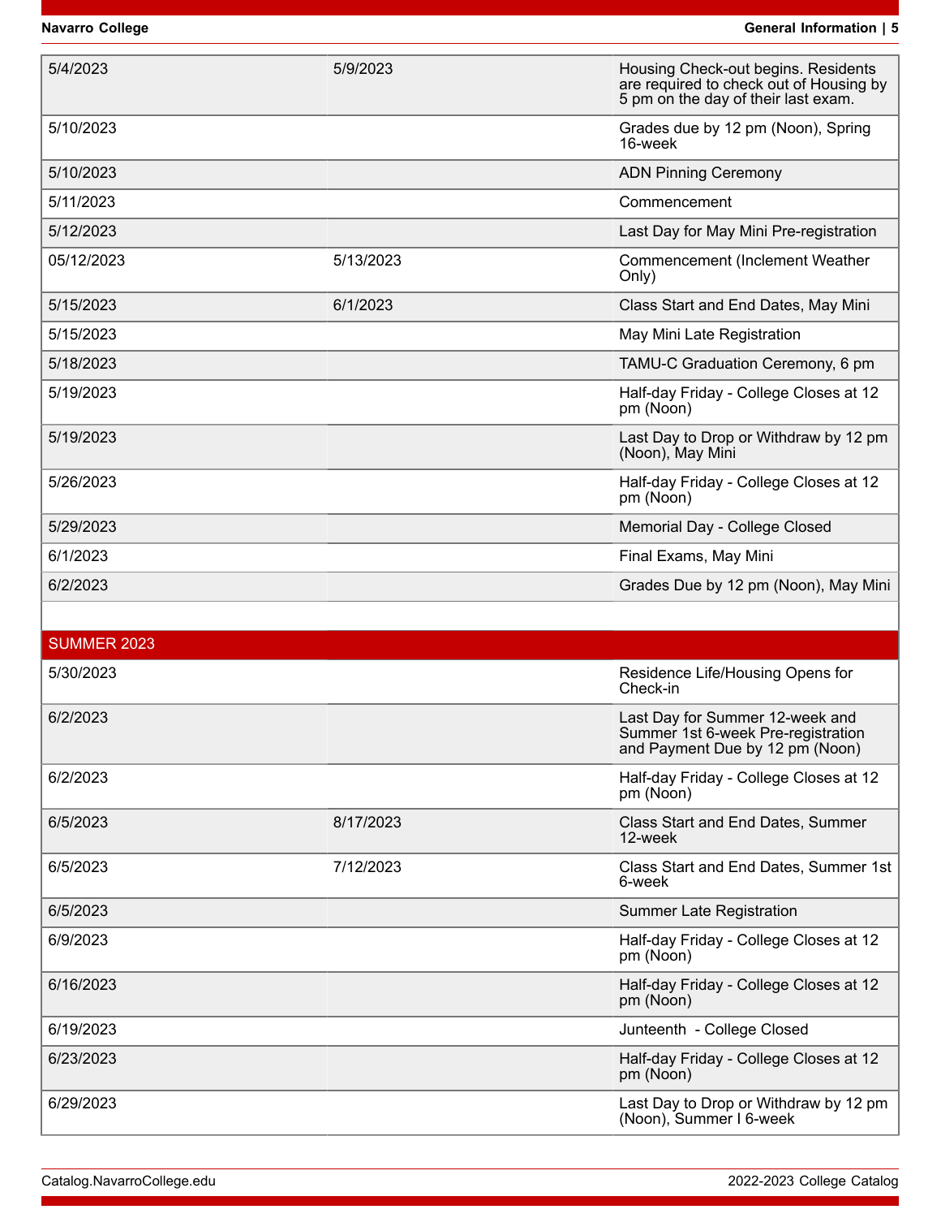| | | |
|---|---|---|
| 5/4/2023 | 5/9/2023 | Housing Check-out begins. Residents are required to check out of Housing by 5 pm on the day of their last exam. |
| 5/10/2023 | | Grades due by 12 pm (Noon), Spring 16-week |
| 5/10/2023 | | ADN Pinning Ceremony |
| 5/11/2023 | | Commencement |
| 5/12/2023 | | Last Day for May Mini Pre-registration |
| 05/12/2023 | 5/13/2023 | Commencement (Inclement Weather Only) |
| 5/15/2023 | 6/1/2023 | Class Start and End Dates, May Mini |
| 5/15/2023 | | May Mini Late Registration |
| 5/18/2023 | | TAMU-C Graduation Ceremony, 6 pm |
| 5/19/2023 | | Half-day Friday - College Closes at 12 pm (Noon) |
| 5/19/2023 | | Last Day to Drop or Withdraw by 12 pm (Noon), May Mini |
| 5/26/2023 | | Half-day Friday - College Closes at 12 pm (Noon) |
| 5/29/2023 | | Memorial Day - College Closed |
| 6/1/2023 | | Final Exams, May Mini |
| 6/2/2023 | | Grades Due by 12 pm (Noon), May Mini |

| SUMMER 2023 | | |
|---|---|---|
| 5/30/2023 | | Residence Life/Housing Opens for Check-in |
| 6/2/2023 | | Last Day for Summer 12-week and Summer 1st 6-week Pre-registration and Payment Due by 12 pm (Noon) |
| 6/2/2023 | | Half-day Friday - College Closes at 12 pm (Noon) |
| 6/5/2023 | 8/17/2023 | Class Start and End Dates, Summer 12-week |
| 6/5/2023 | 7/12/2023 | Class Start and End Dates, Summer 1st 6-week |
| 6/5/2023 | | Summer Late Registration |
| 6/9/2023 | | Half-day Friday - College Closes at 12 pm (Noon) |
| 6/16/2023 | | Half-day Friday - College Closes at 12 pm (Noon) |
| 6/19/2023 | | Juneteenth - College Closed |
| 6/23/2023 | | Half-day Friday - College Closes at 12 pm (Noon) |
| 6/29/2023 | | Last Day to Drop or Withdraw by 12 pm (Noon), Summer I 6-week |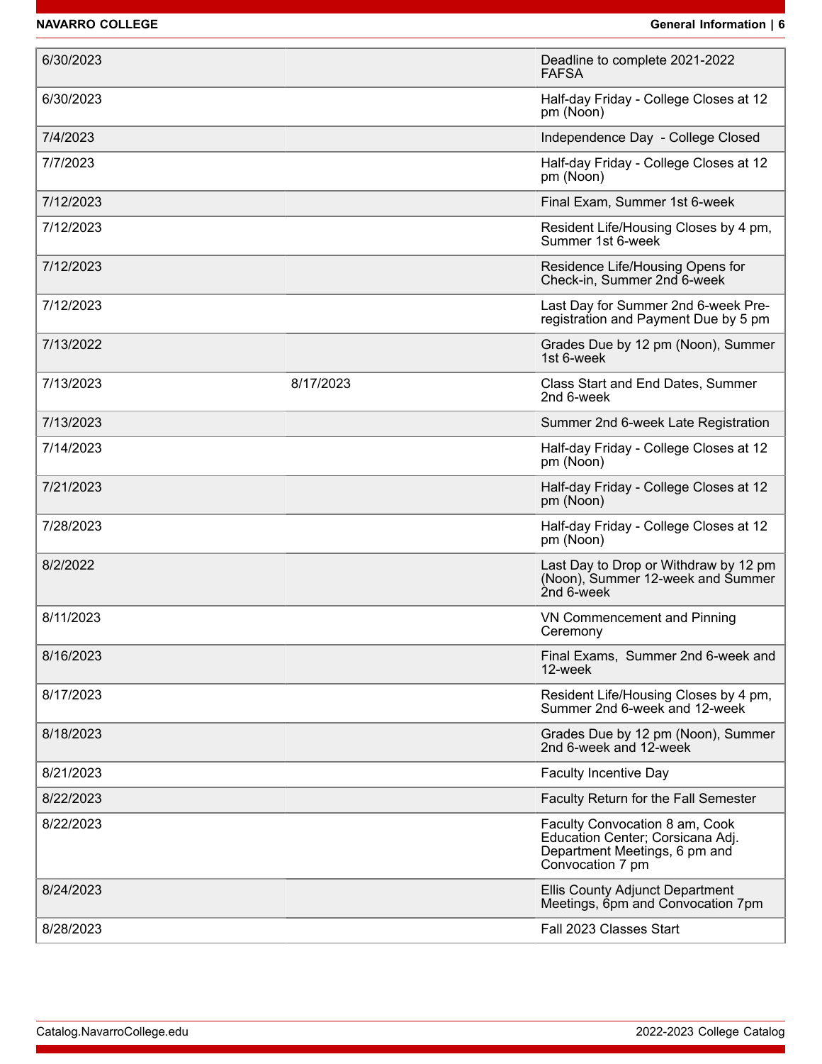| | | |
|---|---|---|
| 6/30/2023 | | Deadline to complete 2021-2022 FAFSA |
| 6/30/2023 | | Half-day Friday - College Closes at 12 pm (Noon) |
| 7/4/2023 | | Independence Day - College Closed |
| 7/7/2023 | | Half-day Friday - College Closes at 12 pm (Noon) |
| 7/12/2023 | | Final Exam, Summer 1st 6-week |
| 7/12/2023 | | Resident Life/Housing Closes by 4 pm, Summer 1st 6-week |
| 7/12/2023 | | Residence Life/Housing Opens for Check-in, Summer 2nd 6-week |
| 7/12/2023 | | Last Day for Summer 2nd 6-week Pre-registration and Payment Due by 5 pm |
| 7/13/2022 | | Grades Due by 12 pm (Noon), Summer 1st 6-week |
| 7/13/2023 | 8/17/2023 | Class Start and End Dates, Summer 2nd 6-week |
| 7/13/2023 | | Summer 2nd 6-week Late Registration |
| 7/14/2023 | | Half-day Friday - College Closes at 12 pm (Noon) |
| 7/21/2023 | | Half-day Friday - College Closes at 12 pm (Noon) |
| 7/28/2023 | | Half-day Friday - College Closes at 12 pm (Noon) |
| 8/2/2022 | | Last Day to Drop or Withdraw by 12 pm (Noon), Summer 12-week and Summer 2nd 6-week |
| 8/11/2023 | | VN Commencement and Pinning Ceremony |
| 8/16/2023 | | Final Exams, Summer 2nd 6-week and 12-week |
| 8/17/2023 | | Resident Life/Housing Closes by 4 pm, Summer 2nd 6-week and 12-week |
| 8/18/2023 | | Grades Due by 12 pm (Noon), Summer 2nd 6-week and 12-week |
| 8/21/2023 | | Faculty Incentive Day |
| 8/22/2023 | | Faculty Return for the Fall Semester |
| 8/22/2023 | | Faculty Convocation 8 am, Cook Education Center; Corsicana Adj. Department Meetings, 6 pm and Convocation 7 pm |
| 8/24/2023 | | Ellis County Adjunct Department Meetings, 6pm and Convocation 7pm |
| 8/28/2023 | | Fall 2023 Classes Start |